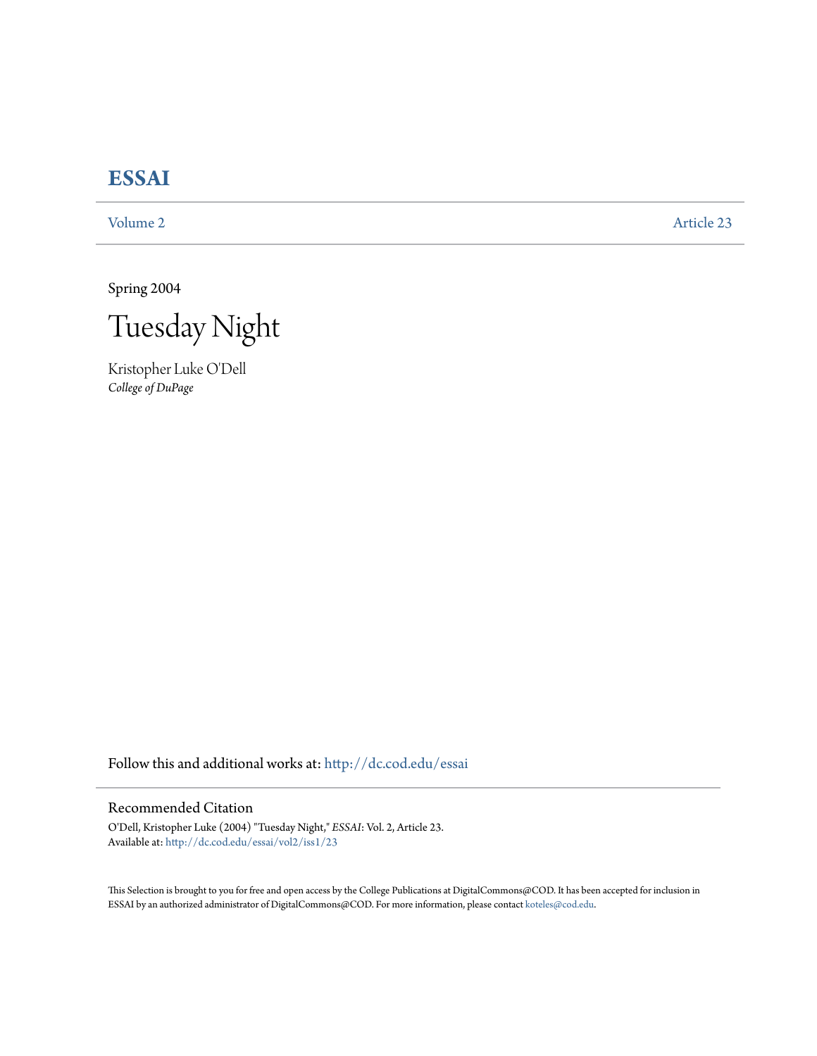# ESSAI

Volume 2 Article 23

Spring 2004

## Tuesday Night

Kristopher Luke O'Dell
*College of DuPage*

Follow this and additional works at: http://dc.cod.edu/essai

### Recommended Citation

O'Dell, Kristopher Luke (2004) "Tuesday Night," *ESSAI*: Vol. 2, Article 23.
Available at: http://dc.cod.edu/essai/vol2/iss1/23

This Selection is brought to you for free and open access by the College Publications at DigitalCommons@COD. It has been accepted for inclusion in ESSAI by an authorized administrator of DigitalCommons@COD. For more information, please contact koteles@cod.edu.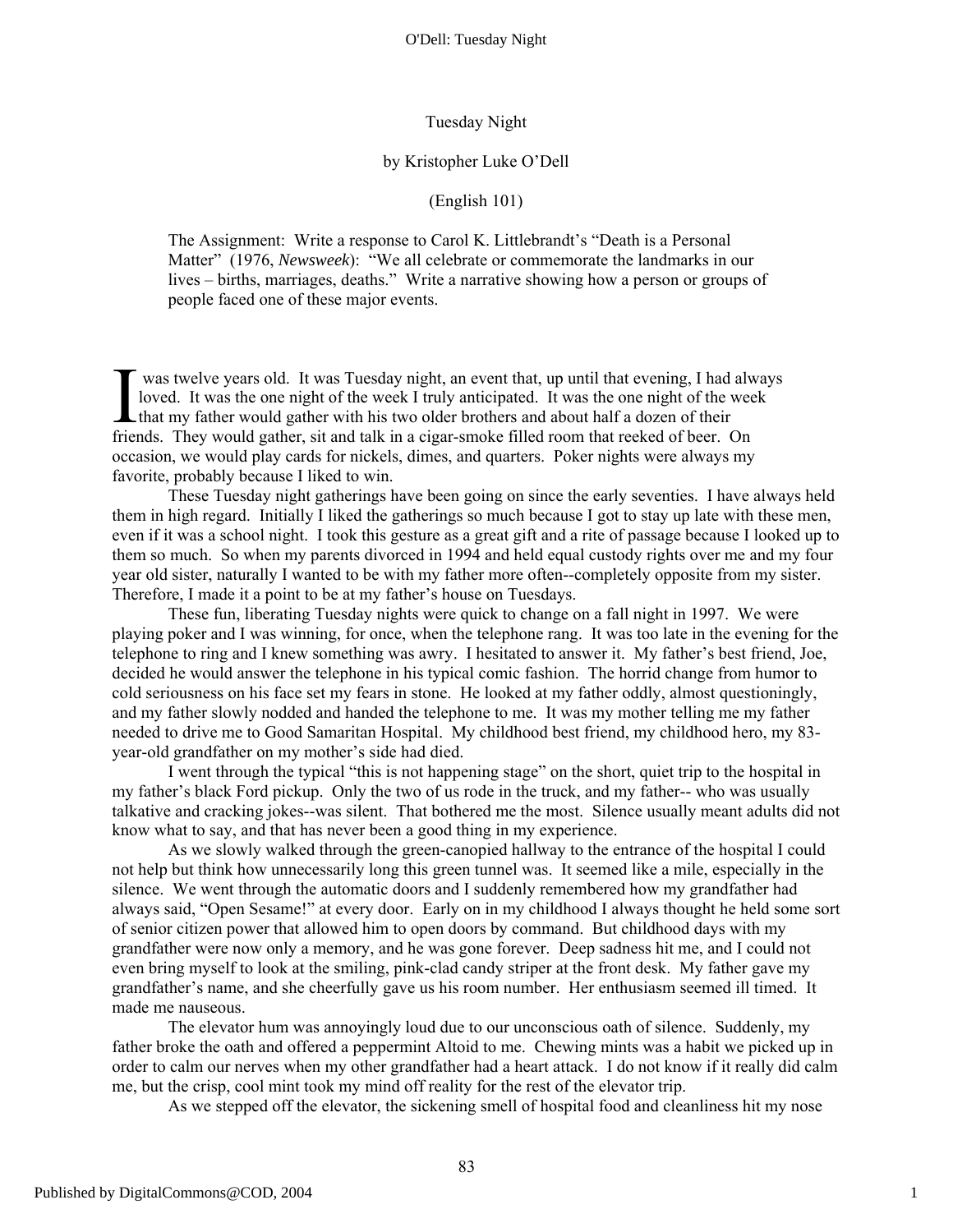# Tuesday Night

by Kristopher Luke O'Dell

(English 101)

> The Assignment: Write a response to Carol K. Littlebrandt's "Death is a Personal Matter" (1976, *Newsweek*): "We all celebrate or commemorate the landmarks in our lives – births, marriages, deaths." Write a narrative showing how a person or groups of people faced one of these major events.

I was twelve years old. It was Tuesday night, an event that, up until that evening, I had always loved. It was the one night of the week I truly anticipated. It was the one night of the week that my father would gather with his two older brothers and about half a dozen of their friends. They would gather, sit and talk in a cigar-smoke filled room that reeked of beer. On occasion, we would play cards for nickels, dimes, and quarters. Poker nights were always my favorite, probably because I liked to win.

These Tuesday night gatherings have been going on since the early seventies. I have always held them in high regard. Initially I liked the gatherings so much because I got to stay up late with these men, even if it was a school night. I took this gesture as a great gift and a rite of passage because I looked up to them so much. So when my parents divorced in 1994 and held equal custody rights over me and my four year old sister, naturally I wanted to be with my father more often--completely opposite from my sister. Therefore, I made it a point to be at my father's house on Tuesdays.

These fun, liberating Tuesday nights were quick to change on a fall night in 1997. We were playing poker and I was winning, for once, when the telephone rang. It was too late in the evening for the telephone to ring and I knew something was awry. I hesitated to answer it. My father's best friend, Joe, decided he would answer the telephone in his typical comic fashion. The horrid change from humor to cold seriousness on his face set my fears in stone. He looked at my father oddly, almost questioningly, and my father slowly nodded and handed the telephone to me. It was my mother telling me my father needed to drive me to Good Samaritan Hospital. My childhood best friend, my childhood hero, my 83-year-old grandfather on my mother's side had died.

I went through the typical "this is not happening stage" on the short, quiet trip to the hospital in my father's black Ford pickup. Only the two of us rode in the truck, and my father-- who was usually talkative and cracking jokes--was silent. That bothered me the most. Silence usually meant adults did not know what to say, and that has never been a good thing in my experience.

As we slowly walked through the green-canopied hallway to the entrance of the hospital I could not help but think how unnecessarily long this green tunnel was. It seemed like a mile, especially in the silence. We went through the automatic doors and I suddenly remembered how my grandfather had always said, "Open Sesame!" at every door. Early on in my childhood I always thought he held some sort of senior citizen power that allowed him to open doors by command. But childhood days with my grandfather were now only a memory, and he was gone forever. Deep sadness hit me, and I could not even bring myself to look at the smiling, pink-clad candy striper at the front desk. My father gave my grandfather's name, and she cheerfully gave us his room number. Her enthusiasm seemed ill timed. It made me nauseous.

The elevator hum was annoyingly loud due to our unconscious oath of silence. Suddenly, my father broke the oath and offered a peppermint Altoid to me. Chewing mints was a habit we picked up in order to calm our nerves when my other grandfather had a heart attack. I do not know if it really did calm me, but the crisp, cool mint took my mind off reality for the rest of the elevator trip.

As we stepped off the elevator, the sickening smell of hospital food and cleanliness hit my nose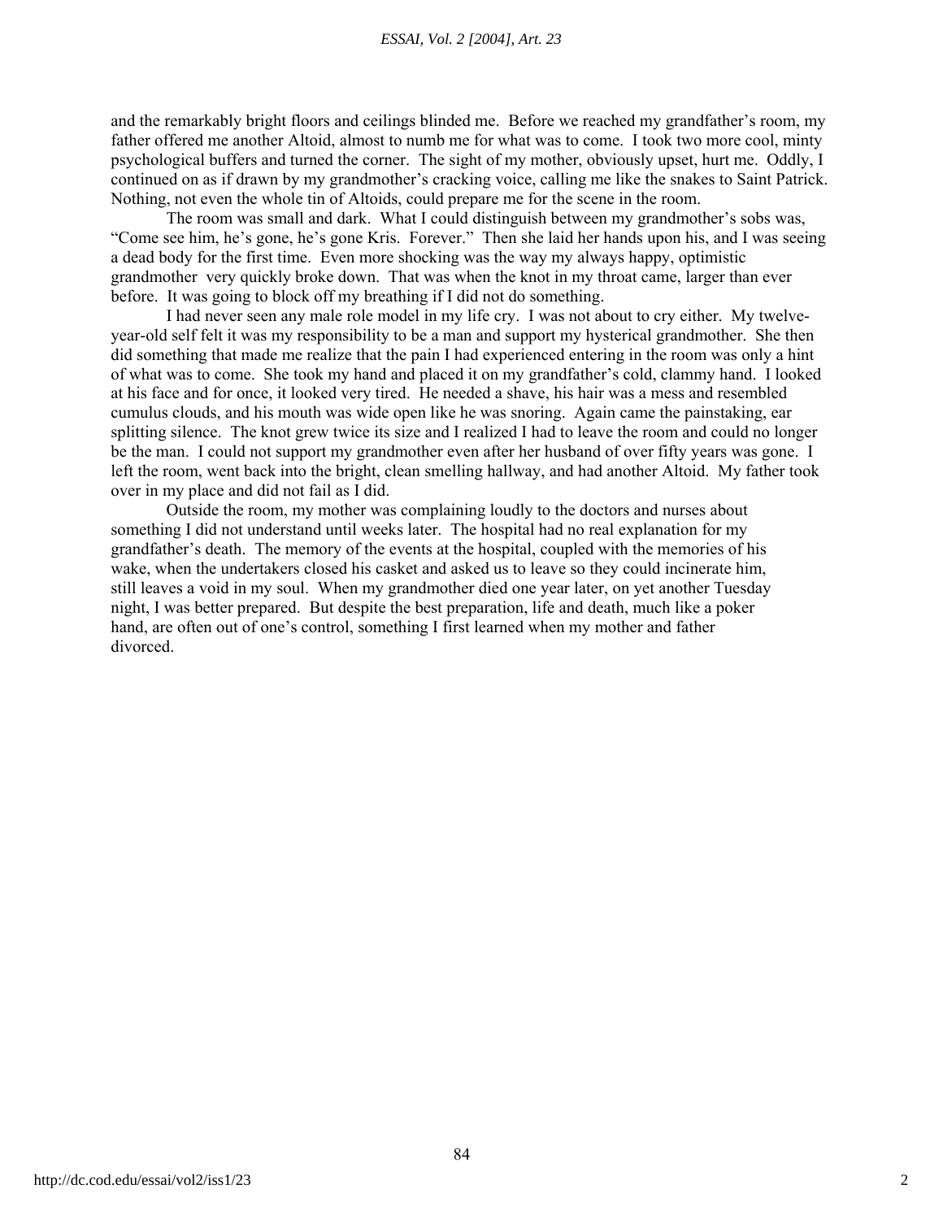and the remarkably bright floors and ceilings blinded me. Before we reached my grandfather's room, my father offered me another Altoid, almost to numb me for what was to come. I took two more cool, minty psychological buffers and turned the corner. The sight of my mother, obviously upset, hurt me. Oddly, I continued on as if drawn by my grandmother's cracking voice, calling me like the snakes to Saint Patrick. Nothing, not even the whole tin of Altoids, could prepare me for the scene in the room.

The room was small and dark. What I could distinguish between my grandmother's sobs was, "Come see him, he's gone, he's gone Kris. Forever." Then she laid her hands upon his, and I was seeing a dead body for the first time. Even more shocking was the way my always happy, optimistic grandmother very quickly broke down. That was when the knot in my throat came, larger than ever before. It was going to block off my breathing if I did not do something.

I had never seen any male role model in my life cry. I was not about to cry either. My twelve-year-old self felt it was my responsibility to be a man and support my hysterical grandmother. She then did something that made me realize that the pain I had experienced entering in the room was only a hint of what was to come. She took my hand and placed it on my grandfather's cold, clammy hand. I looked at his face and for once, it looked very tired. He needed a shave, his hair was a mess and resembled cumulus clouds, and his mouth was wide open like he was snoring. Again came the painstaking, ear splitting silence. The knot grew twice its size and I realized I had to leave the room and could no longer be the man. I could not support my grandmother even after her husband of over fifty years was gone. I left the room, went back into the bright, clean smelling hallway, and had another Altoid. My father took over in my place and did not fail as I did.

Outside the room, my mother was complaining loudly to the doctors and nurses about something I did not understand until weeks later. The hospital had no real explanation for my grandfather's death. The memory of the events at the hospital, coupled with the memories of his wake, when the undertakers closed his casket and asked us to leave so they could incinerate him, still leaves a void in my soul. When my grandmother died one year later, on yet another Tuesday night, I was better prepared. But despite the best preparation, life and death, much like a poker hand, are often out of one's control, something I first learned when my mother and father divorced.